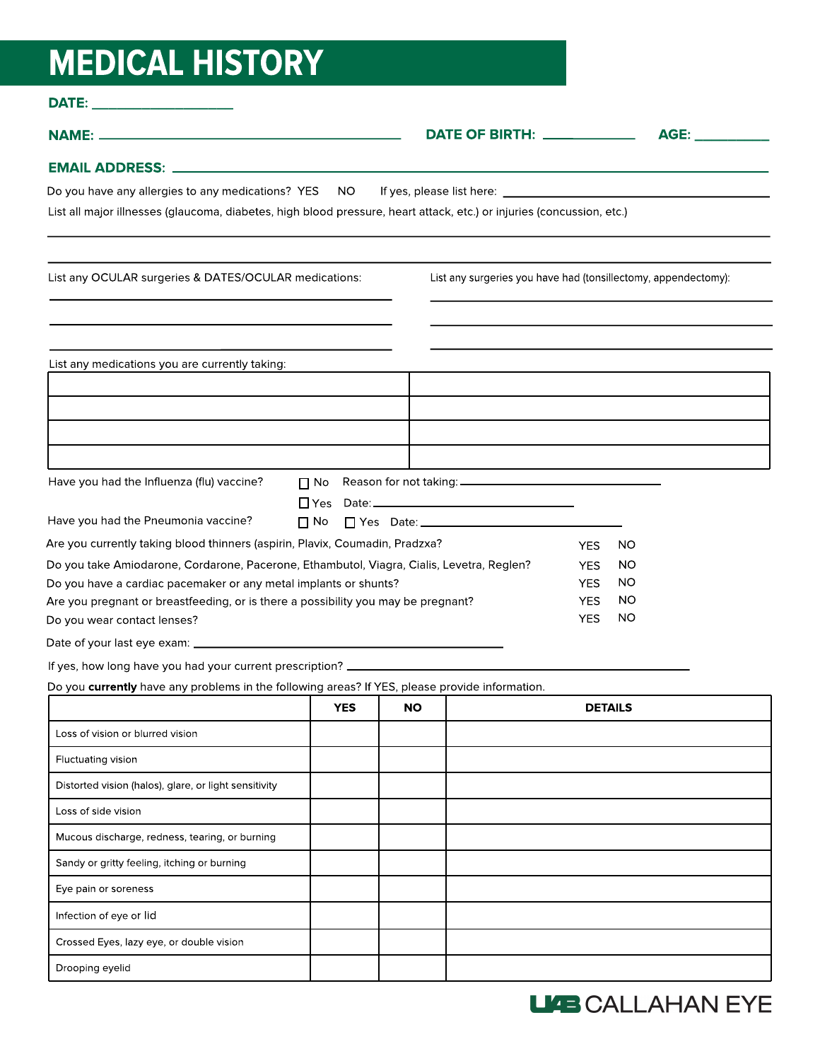# MEDICAL HISTORY

**DATE:** ____________________

**NAME:** ____________________________________________ **DATE OF BIRTH:** _____________ **AGE:** ___________

**EMAIL ADDRESS:** ____________________________________________________________

Do you have any allergies to any medications? YES NO If yes, please list here: ______________________________

List all major illnesses (glaucoma, diabetes, high blood pressure, heart attack, etc.) or injuries (concussion, etc.)

______________________________________________________________________________

______________________________________________________________________________

List any OCULAR surgeries & DATES/OCULAR medications:

______________________________________________

______________________________________________

______________________________________________

List any surgeries you have had (tonsillectomy, appendectomy):

______________________________________________

______________________________________________

______________________________________________

List any medications you are currently taking:

| | |
|---|---|
| | |
| | |
| | |
| | |

Have you had the Influenza (flu) vaccine? ☐ No Reason for not taking: ______________________________

☐ Yes Date: ______________________________

Have you had the Pneumonia vaccine? ☐ No ☐ Yes Date: ______________________________

| | | |
|---|---|---|
| Are you currently taking blood thinners (aspirin, Plavix, Coumadin, Pradzxa? | YES | NO |
| Do you take Amiodarone, Cordarone, Pacerone, Ethambutol, Viagra, Cialis, Levetra, Reglen? | YES | NO |
| Do you have a cardiac pacemaker or any metal implants or shunts? | YES | NO |
| Are you pregnant or breastfeeding, or is there a possibility you may be pregnant? | YES | NO |
| Do you wear contact lenses? | YES | NO |

Date of your last eye exam: ______________________________

If yes, how long have you had your current prescription? ______________________________

Do you **currently** have any problems in the following areas? If YES, please provide information.

| | YES | NO | DETAILS |
|---|---|---|---|
| Loss of vision or blurred vision | | | |
| Fluctuating vision | | | |
| Distorted vision (halos), glare, or light sensitivity | | | |
| Loss of side vision | | | |
| Mucous discharge, redness, tearing, or burning | | | |
| Sandy or gritty feeling, itching or burning | | | |
| Eye pain or soreness | | | |
| Infection of eye or lid | | | |
| Crossed Eyes, lazy eye, or double vision | | | |
| Drooping eyelid | | | |

UAB CALLAHAN EYE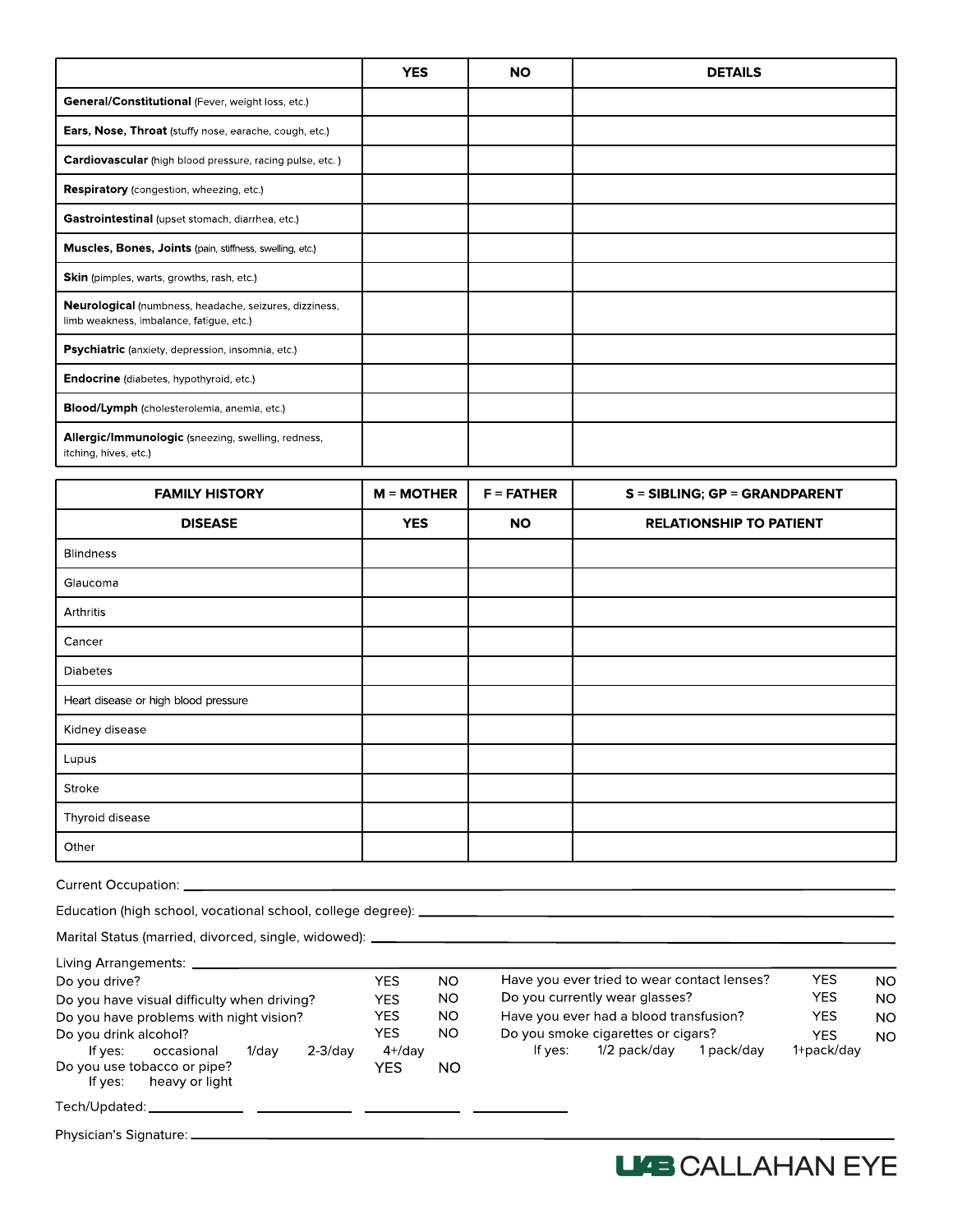| | YES | NO | DETAILS |
|---|---|---|---|
| **General/Constitutional** (Fever, weight loss, etc.) | | | |
| **Ears, Nose, Throat** (stuffy nose, earache, cough, etc.) | | | |
| **Cardiovascular** (high blood pressure, racing pulse, etc. ) | | | |
| **Respiratory** (congestion, wheezing, etc.) | | | |
| **Gastrointestinal** (upset stomach, diarrhea, etc.) | | | |
| **Muscles, Bones, Joints** (pain, stiffness, swelling, etc.) | | | |
| **Skin** (pimples, warts, growths, rash, etc.) | | | |
| **Neurological** (numbness, headache, seizures, dizziness, limb weakness, imbalance, fatigue, etc.) | | | |
| **Psychiatric** (anxiety, depression, insomnia, etc.) | | | |
| **Endocrine** (diabetes, hypothyroid, etc.) | | | |
| **Blood/Lymph** (cholesterolemia, anemia, etc.) | | | |
| **Allergic/Immunologic** (sneezing, swelling, redness, itching, hives, etc.) | | | |

| **FAMILY HISTORY** | **M = MOTHER** | **F = FATHER** | **S = SIBLING; GP = GRANDPARENT** |
|---|---|---|---|
| **DISEASE** | **YES** | **NO** | **RELATIONSHIP TO PATIENT** |
| Blindness | | | |
| Glaucoma | | | |
| Arthritis | | | |
| Cancer | | | |
| Diabetes | | | |
| Heart disease or high blood pressure | | | |
| Kidney disease | | | |
| Lupus | | | |
| Stroke | | | |
| Thyroid disease | | | |
| Other | | | |

Current Occupation: ______________________________

Education (high school, vocational school, college degree): ______________________________

Marital Status (married, divorced, single, widowed): ______________________________

Living Arrangements: ______________________________

Do you drive? YES NO

Do you have visual difficulty when driving? YES NO

Do you have problems with night vision? YES NO

Do you drink alcohol? YES NO

If yes: occasional 1/day 2-3/day 4+/day

Do you use tobacco or pipe? YES NO

If yes: heavy or light

Have you ever tried to wear contact lenses? YES NO

Do you currently wear glasses? YES NO

Have you ever had a blood transfusion? YES NO

Do you smoke cigarettes or cigars? YES NO

If yes: 1/2 pack/day 1 pack/day 1+pack/day

Tech/Updated: ____________ ____________ ____________ ____________

Physician's Signature: ______________________________

UAB CALLAHAN EYE